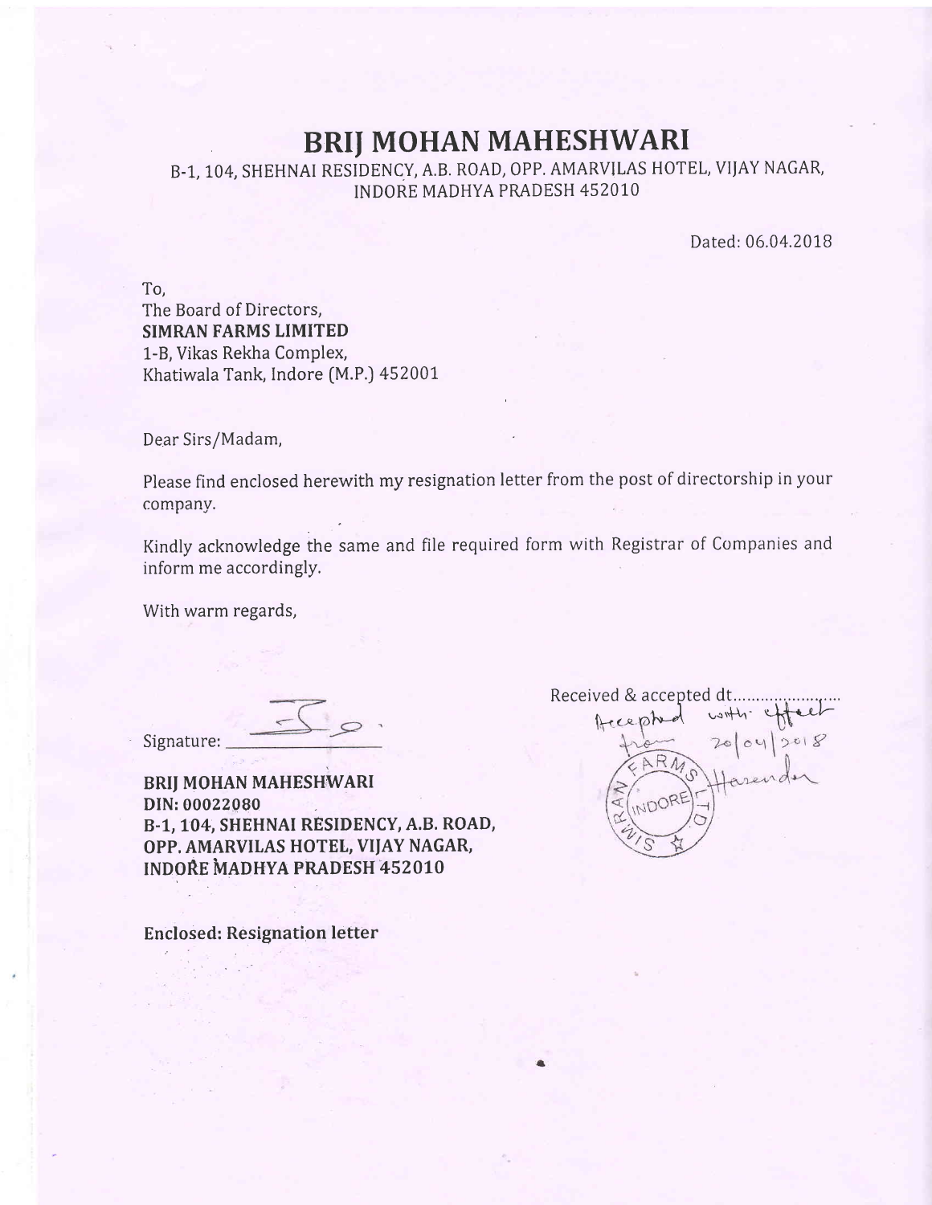# BRIJ MOHAN MAHESHWARI

B-1, 104, SHEHNAI RESIDENCY, A.B. ROAD, OPP. AMARVILAS HOTEL, VIJAY NAGAR, INDORE MADHYA PRADESH 452010

Dated: 06.04.2018

To,
The Board of Directors,
**SIMRAN FARMS LIMITED**
1-B, Vikas Rekha Complex,
Khatiwala Tank, Indore (M.P.) 452001

Dear Sirs/Madam,

Please find enclosed herewith my resignation letter from the post of directorship in your company.

Kindly acknowledge the same and file required form with Registrar of Companies and inform me accordingly.

With warm regards,

Signature: ______________

**BRIJ MOHAN MAHESHWARI**
**DIN: 00022080**
**B-1, 104, SHEHNAI RESIDENCY, A.B. ROAD,**
**OPP. AMARVILAS HOTEL, VIJAY NAGAR,**
**INDORE MADHYA PRADESH 452010**

Received & accepted dt.....................
Accepted with effect from 20/04/2018
SIMRAN FARMS LTD INDORE
Harender

**Enclosed: Resignation letter**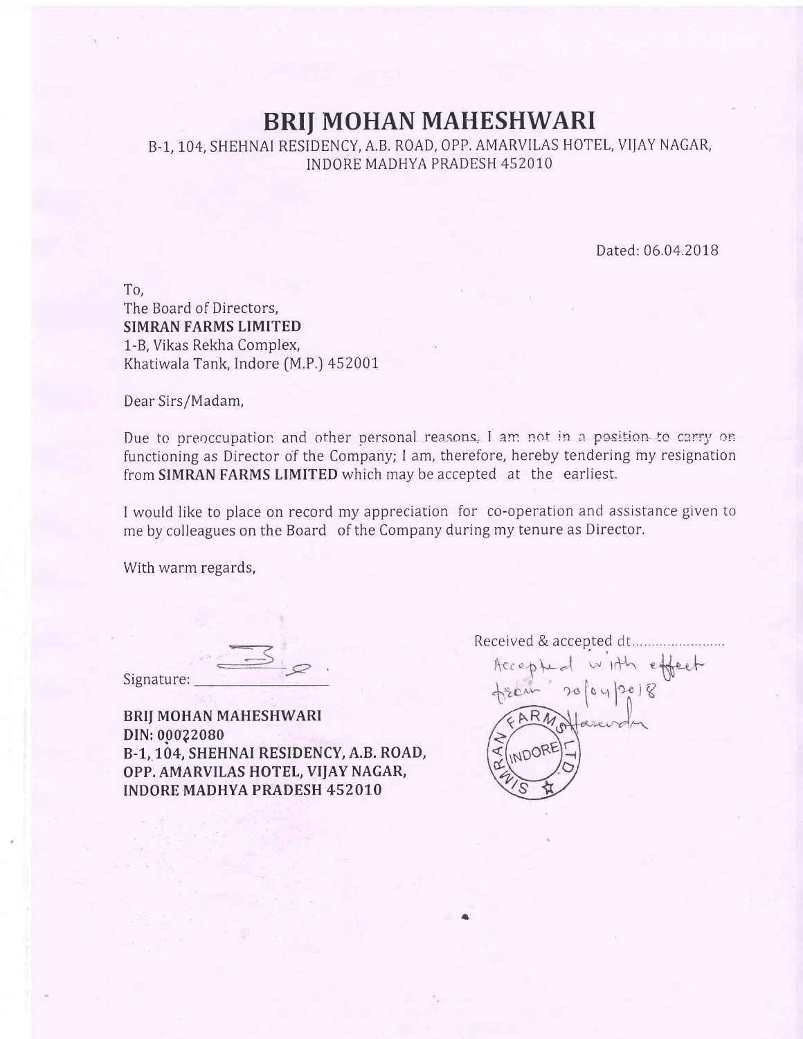# BRIJ MOHAN MAHESHWARI

B-1, 104, SHEHNAI RESIDENCY, A.B. ROAD, OPP. AMARVILAS HOTEL, VIJAY NAGAR, INDORE MADHYA PRADESH 452010

Dated: 06.04.2018

To,
The Board of Directors,
**SIMRAN FARMS LIMITED**
1-B, Vikas Rekha Complex,
Khatiwala Tank, Indore (M.P.) 452001

Dear Sirs/Madam,

Due to preoccupation and other personal reasons, I am not in a position to carry on functioning as Director of the Company; I am, therefore, hereby tendering my resignation from **SIMRAN FARMS LIMITED** which may be accepted at the earliest.

I would like to place on record my appreciation for co-operation and assistance given to me by colleagues on the Board of the Company during my tenure as Director.

With warm regards,

Signature:

**BRIJ MOHAN MAHESHWARI**
**DIN: 00022080**
**B-1, 104, SHEHNAI RESIDENCY, A.B. ROAD, OPP. AMARVILAS HOTEL, VIJAY NAGAR, INDORE MADHYA PRADESH 452010**

Received & accepted dt.......................
Accepted with effect from 20/04/2018

SIMRAN FARMS LTD. INDORE